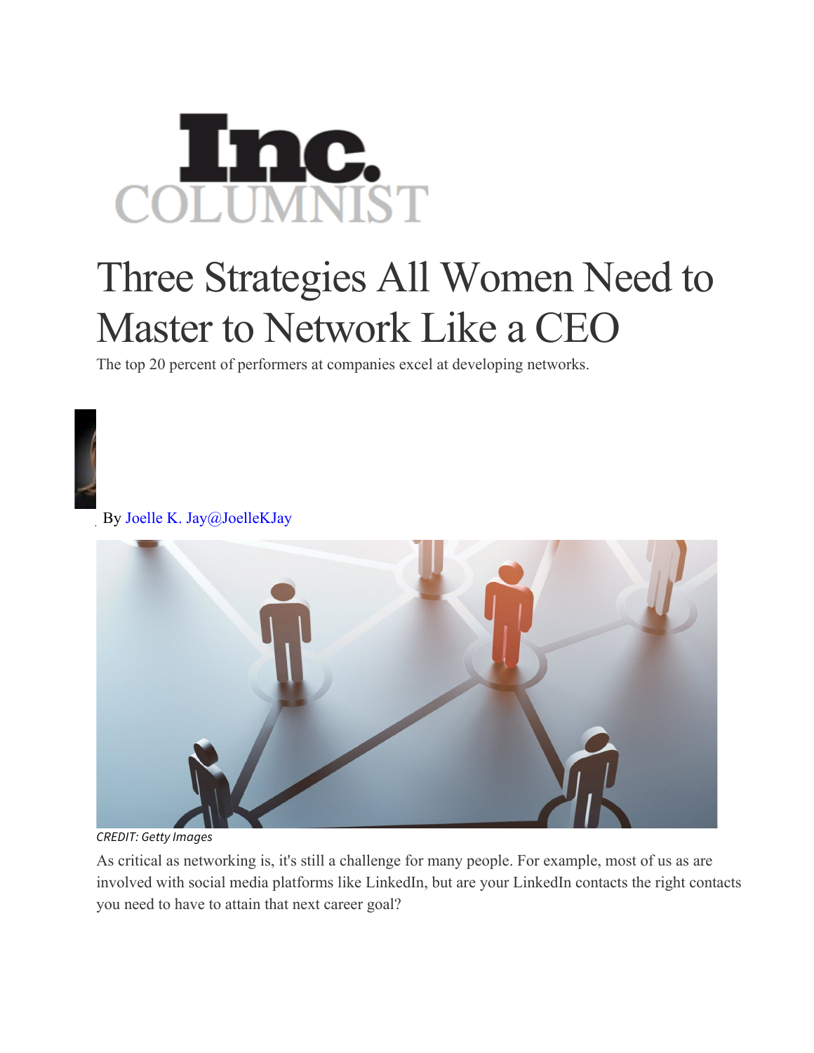Inc. COLUMNIST

# Three Strategies All Women Need to Master to Network Like a CEO

The top 20 percent of performers at companies excel at developing networks.

By Joelle K. Jay@JoelleKJay

CREDIT: Getty Images

As critical as networking is, it's still a challenge for many people. For example, most of us as are involved with social media platforms like LinkedIn, but are your LinkedIn contacts the right contacts you need to have to attain that next career goal?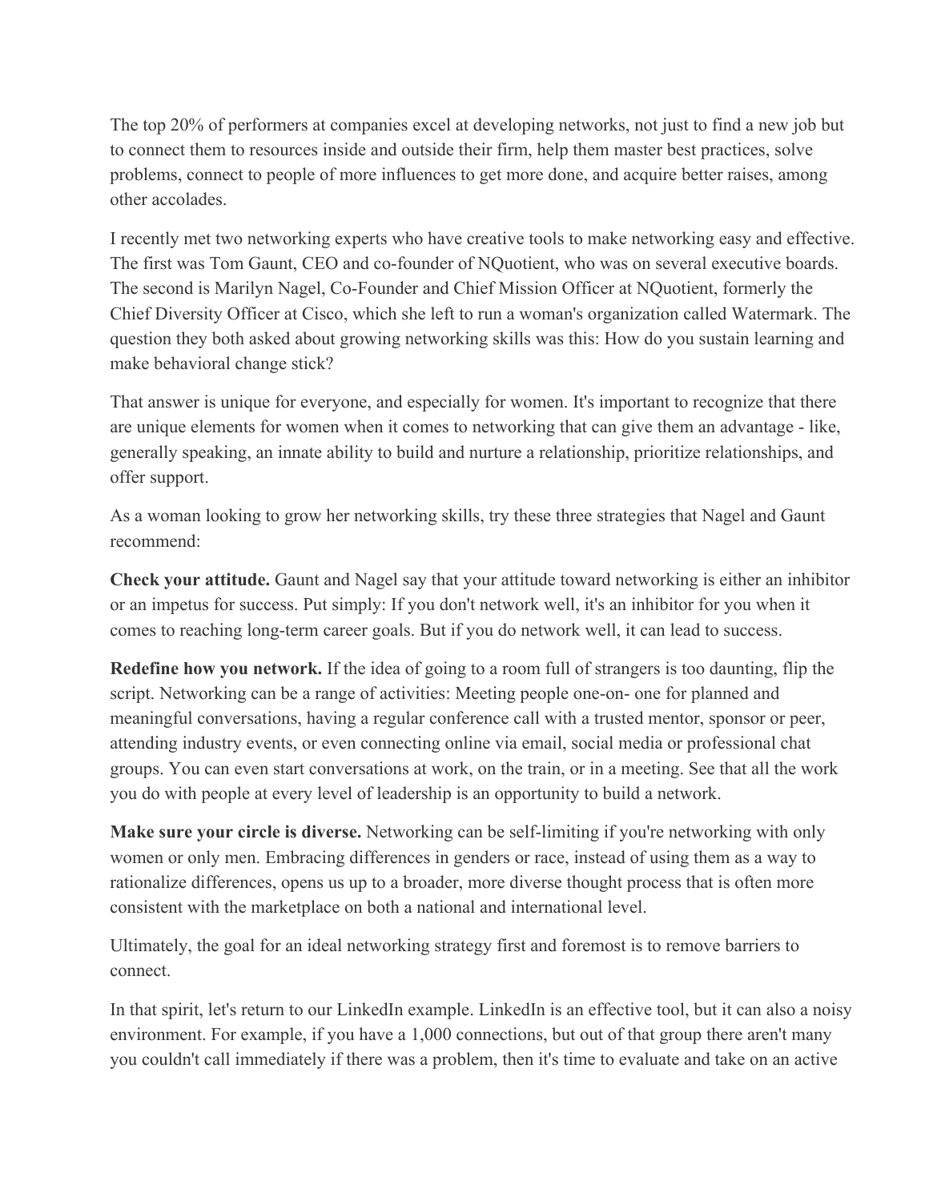The top 20% of performers at companies excel at developing networks, not just to find a new job but to connect them to resources inside and outside their firm, help them master best practices, solve problems, connect to people of more influences to get more done, and acquire better raises, among other accolades.

I recently met two networking experts who have creative tools to make networking easy and effective. The first was Tom Gaunt, CEO and co-founder of NQuotient, who was on several executive boards. The second is Marilyn Nagel, Co-Founder and Chief Mission Officer at NQuotient, formerly the Chief Diversity Officer at Cisco, which she left to run a woman's organization called Watermark. The question they both asked about growing networking skills was this: How do you sustain learning and make behavioral change stick?

That answer is unique for everyone, and especially for women. It's important to recognize that there are unique elements for women when it comes to networking that can give them an advantage - like, generally speaking, an innate ability to build and nurture a relationship, prioritize relationships, and offer support.

As a woman looking to grow her networking skills, try these three strategies that Nagel and Gaunt recommend:

**Check your attitude.** Gaunt and Nagel say that your attitude toward networking is either an inhibitor or an impetus for success. Put simply: If you don't network well, it's an inhibitor for you when it comes to reaching long-term career goals. But if you do network well, it can lead to success.

**Redefine how you network.** If the idea of going to a room full of strangers is too daunting, flip the script. Networking can be a range of activities: Meeting people one-on- one for planned and meaningful conversations, having a regular conference call with a trusted mentor, sponsor or peer, attending industry events, or even connecting online via email, social media or professional chat groups. You can even start conversations at work, on the train, or in a meeting. See that all the work you do with people at every level of leadership is an opportunity to build a network.

**Make sure your circle is diverse.** Networking can be self-limiting if you're networking with only women or only men. Embracing differences in genders or race, instead of using them as a way to rationalize differences, opens us up to a broader, more diverse thought process that is often more consistent with the marketplace on both a national and international level.

Ultimately, the goal for an ideal networking strategy first and foremost is to remove barriers to connect.

In that spirit, let's return to our LinkedIn example. LinkedIn is an effective tool, but it can also a noisy environment. For example, if you have a 1,000 connections, but out of that group there aren't many you couldn't call immediately if there was a problem, then it's time to evaluate and take on an active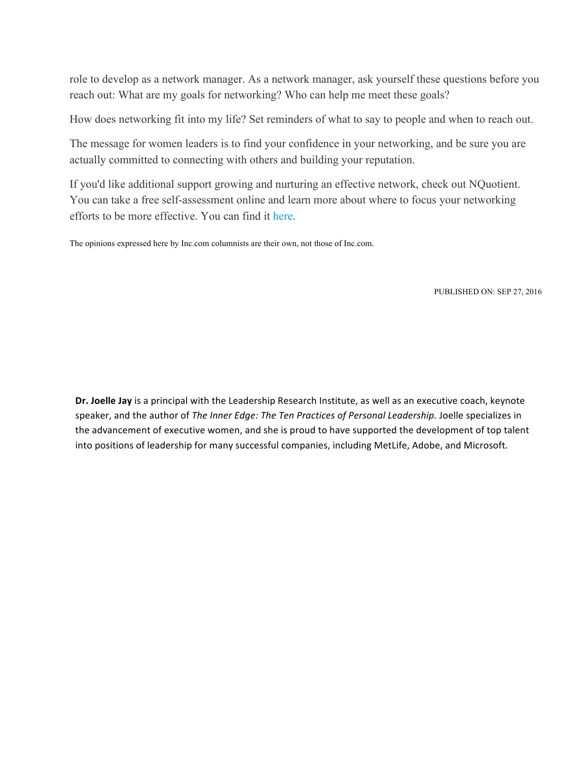role to develop as a network manager. As a network manager, ask yourself these questions before you reach out: What are my goals for networking? Who can help me meet these goals?

How does networking fit into my life? Set reminders of what to say to people and when to reach out.

The message for women leaders is to find your confidence in your networking, and be sure you are actually committed to connecting with others and building your reputation.

If you'd like additional support growing and nurturing an effective network, check out NQuotient. You can take a free self-assessment online and learn more about where to focus your networking efforts to be more effective. You can find it here.

The opinions expressed here by Inc.com columnists are their own, not those of Inc.com.

PUBLISHED ON: SEP 27, 2016

**Dr. Joelle Jay** is a principal with the Leadership Research Institute, as well as an executive coach, keynote speaker, and the author of *The Inner Edge: The Ten Practices of Personal Leadership.* Joelle specializes in the advancement of executive women, and she is proud to have supported the development of top talent into positions of leadership for many successful companies, including MetLife, Adobe, and Microsoft.